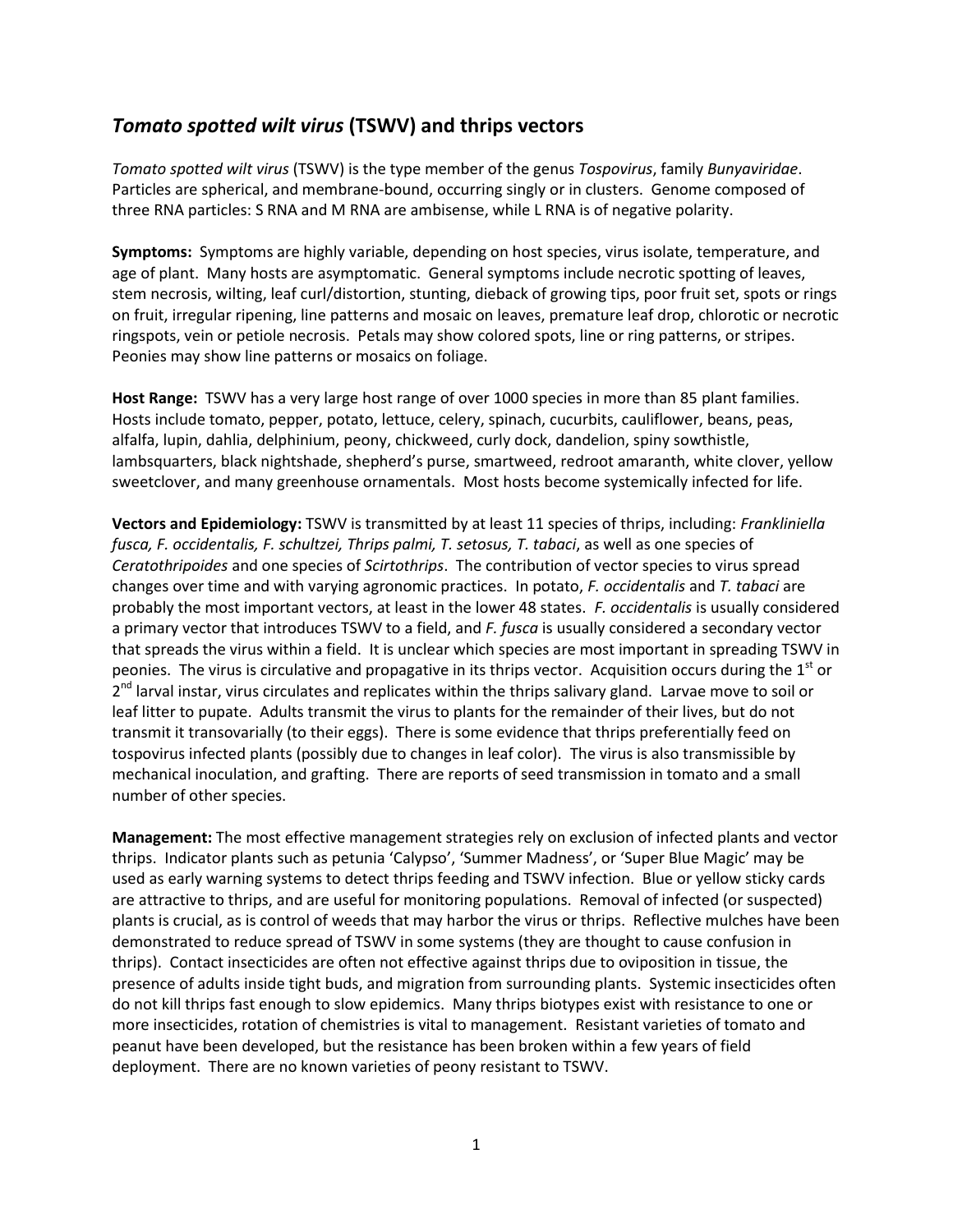## *Tomato spotted wilt virus* (TSWV) and thrips vectors

*Tomato spotted wilt virus* (TSWV) is the type member of the genus *Tospovirus*, family *Bunyaviridae*. Particles are spherical, and membrane-bound, occurring singly or in clusters. Genome composed of three RNA particles: S RNA and M RNA are ambisense, while L RNA is of negative polarity.

**Symptoms:** Symptoms are highly variable, depending on host species, virus isolate, temperature, and age of plant. Many hosts are asymptomatic. General symptoms include necrotic spotting of leaves, stem necrosis, wilting, leaf curl/distortion, stunting, dieback of growing tips, poor fruit set, spots or rings on fruit, irregular ripening, line patterns and mosaic on leaves, premature leaf drop, chlorotic or necrotic ringspots, vein or petiole necrosis. Petals may show colored spots, line or ring patterns, or stripes. Peonies may show line patterns or mosaics on foliage.

**Host Range:** TSWV has a very large host range of over 1000 species in more than 85 plant families. Hosts include tomato, pepper, potato, lettuce, celery, spinach, cucurbits, cauliflower, beans, peas, alfalfa, lupin, dahlia, delphinium, peony, chickweed, curly dock, dandelion, spiny sowthistle, lambsquarters, black nightshade, shepherd's purse, smartweed, redroot amaranth, white clover, yellow sweetclover, and many greenhouse ornamentals. Most hosts become systemically infected for life.

**Vectors and Epidemiology:** TSWV is transmitted by at least 11 species of thrips, including: *Frankliniella fusca, F. occidentalis, F. schultzei, Thrips palmi, T. setosus, T. tabaci*, as well as one species of *Ceratothripoides* and one species of *Scirtothrips*. The contribution of vector species to virus spread changes over time and with varying agronomic practices. In potato, *F. occidentalis* and *T. tabaci* are probably the most important vectors, at least in the lower 48 states. *F. occidentalis* is usually considered a primary vector that introduces TSWV to a field, and *F. fusca* is usually considered a secondary vector that spreads the virus within a field. It is unclear which species are most important in spreading TSWV in peonies. The virus is circulative and propagative in its thrips vector. Acquisition occurs during the 1st or 2nd larval instar, virus circulates and replicates within the thrips salivary gland. Larvae move to soil or leaf litter to pupate. Adults transmit the virus to plants for the remainder of their lives, but do not transmit it transovarially (to their eggs). There is some evidence that thrips preferentially feed on tospovirus infected plants (possibly due to changes in leaf color). The virus is also transmissible by mechanical inoculation, and grafting. There are reports of seed transmission in tomato and a small number of other species.

**Management:** The most effective management strategies rely on exclusion of infected plants and vector thrips. Indicator plants such as petunia 'Calypso', 'Summer Madness', or 'Super Blue Magic' may be used as early warning systems to detect thrips feeding and TSWV infection. Blue or yellow sticky cards are attractive to thrips, and are useful for monitoring populations. Removal of infected (or suspected) plants is crucial, as is control of weeds that may harbor the virus or thrips. Reflective mulches have been demonstrated to reduce spread of TSWV in some systems (they are thought to cause confusion in thrips). Contact insecticides are often not effective against thrips due to oviposition in tissue, the presence of adults inside tight buds, and migration from surrounding plants. Systemic insecticides often do not kill thrips fast enough to slow epidemics. Many thrips biotypes exist with resistance to one or more insecticides, rotation of chemistries is vital to management. Resistant varieties of tomato and peanut have been developed, but the resistance has been broken within a few years of field deployment. There are no known varieties of peony resistant to TSWV.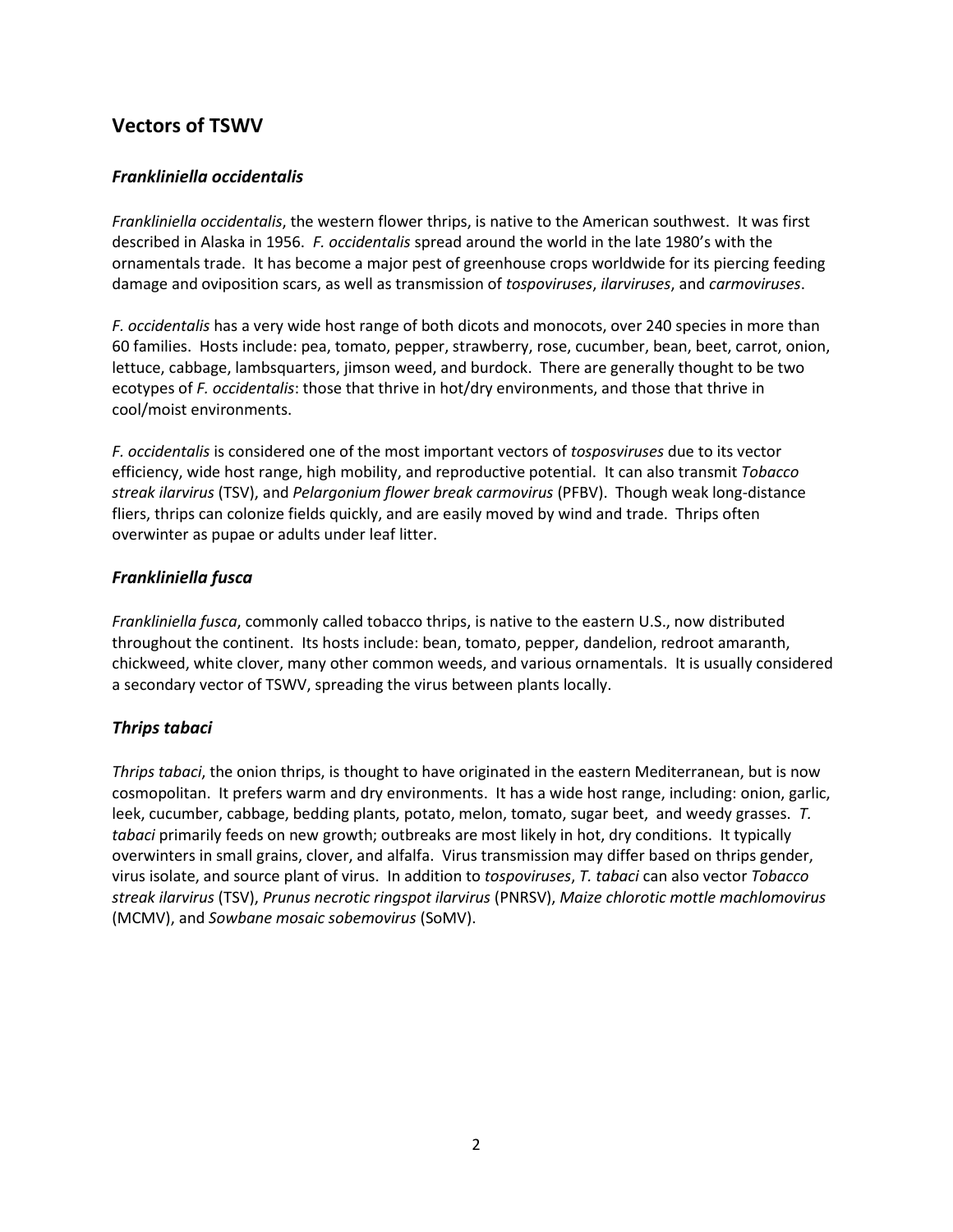## Vectors of TSWV

### *Frankliniella occidentalis*

*Frankliniella occidentalis*, the western flower thrips, is native to the American southwest. It was first described in Alaska in 1956. *F. occidentalis* spread around the world in the late 1980's with the ornamentals trade. It has become a major pest of greenhouse crops worldwide for its piercing feeding damage and oviposition scars, as well as transmission of *tospoviruses*, *ilarviruses*, and *carmoviruses*.

*F. occidentalis* has a very wide host range of both dicots and monocots, over 240 species in more than 60 families. Hosts include: pea, tomato, pepper, strawberry, rose, cucumber, bean, beet, carrot, onion, lettuce, cabbage, lambsquarters, jimson weed, and burdock. There are generally thought to be two ecotypes of *F. occidentalis*: those that thrive in hot/dry environments, and those that thrive in cool/moist environments.

*F. occidentalis* is considered one of the most important vectors of *tosposviruses* due to its vector efficiency, wide host range, high mobility, and reproductive potential. It can also transmit *Tobacco streak ilarvirus* (TSV), and *Pelargonium flower break carmovirus* (PFBV). Though weak long-distance fliers, thrips can colonize fields quickly, and are easily moved by wind and trade. Thrips often overwinter as pupae or adults under leaf litter.

### *Frankliniella fusca*

*Frankliniella fusca*, commonly called tobacco thrips, is native to the eastern U.S., now distributed throughout the continent. Its hosts include: bean, tomato, pepper, dandelion, redroot amaranth, chickweed, white clover, many other common weeds, and various ornamentals. It is usually considered a secondary vector of TSWV, spreading the virus between plants locally.

### *Thrips tabaci*

*Thrips tabaci*, the onion thrips, is thought to have originated in the eastern Mediterranean, but is now cosmopolitan. It prefers warm and dry environments. It has a wide host range, including: onion, garlic, leek, cucumber, cabbage, bedding plants, potato, melon, tomato, sugar beet, and weedy grasses. *T. tabaci* primarily feeds on new growth; outbreaks are most likely in hot, dry conditions. It typically overwinters in small grains, clover, and alfalfa. Virus transmission may differ based on thrips gender, virus isolate, and source plant of virus. In addition to *tospoviruses*, *T. tabaci* can also vector *Tobacco streak ilarvirus* (TSV), *Prunus necrotic ringspot ilarvirus* (PNRSV), *Maize chlorotic mottle machlomovirus* (MCMV), and *Sowbane mosaic sobemovirus* (SoMV).